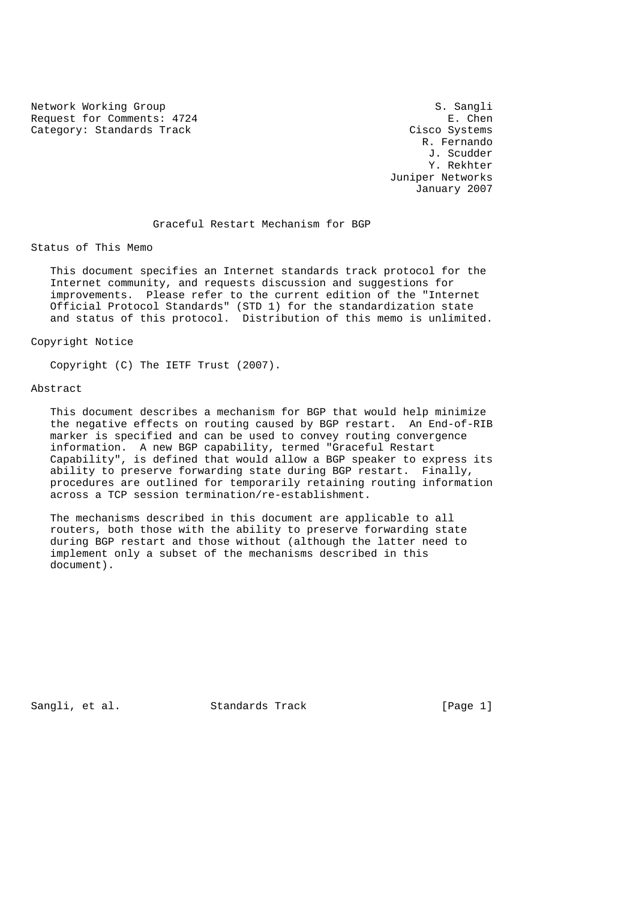Network Working Group S. Sangli
Request for Comments: 4724 E. Chen
Category: Standards Track Cisco Systems
R. Fernando
J. Scudder
Y. Rekhter
Juniper Networks
January 2007

# Graceful Restart Mechanism for BGP

## Status of This Memo

This document specifies an Internet standards track protocol for the Internet community, and requests discussion and suggestions for improvements. Please refer to the current edition of the "Internet Official Protocol Standards" (STD 1) for the standardization state and status of this protocol. Distribution of this memo is unlimited.

## Copyright Notice

Copyright (C) The IETF Trust (2007).

## Abstract

This document describes a mechanism for BGP that would help minimize the negative effects on routing caused by BGP restart. An End-of-RIB marker is specified and can be used to convey routing convergence information. A new BGP capability, termed "Graceful Restart Capability", is defined that would allow a BGP speaker to express its ability to preserve forwarding state during BGP restart. Finally, procedures are outlined for temporarily retaining routing information across a TCP session termination/re-establishment.

The mechanisms described in this document are applicable to all routers, both those with the ability to preserve forwarding state during BGP restart and those without (although the latter need to implement only a subset of the mechanisms described in this document).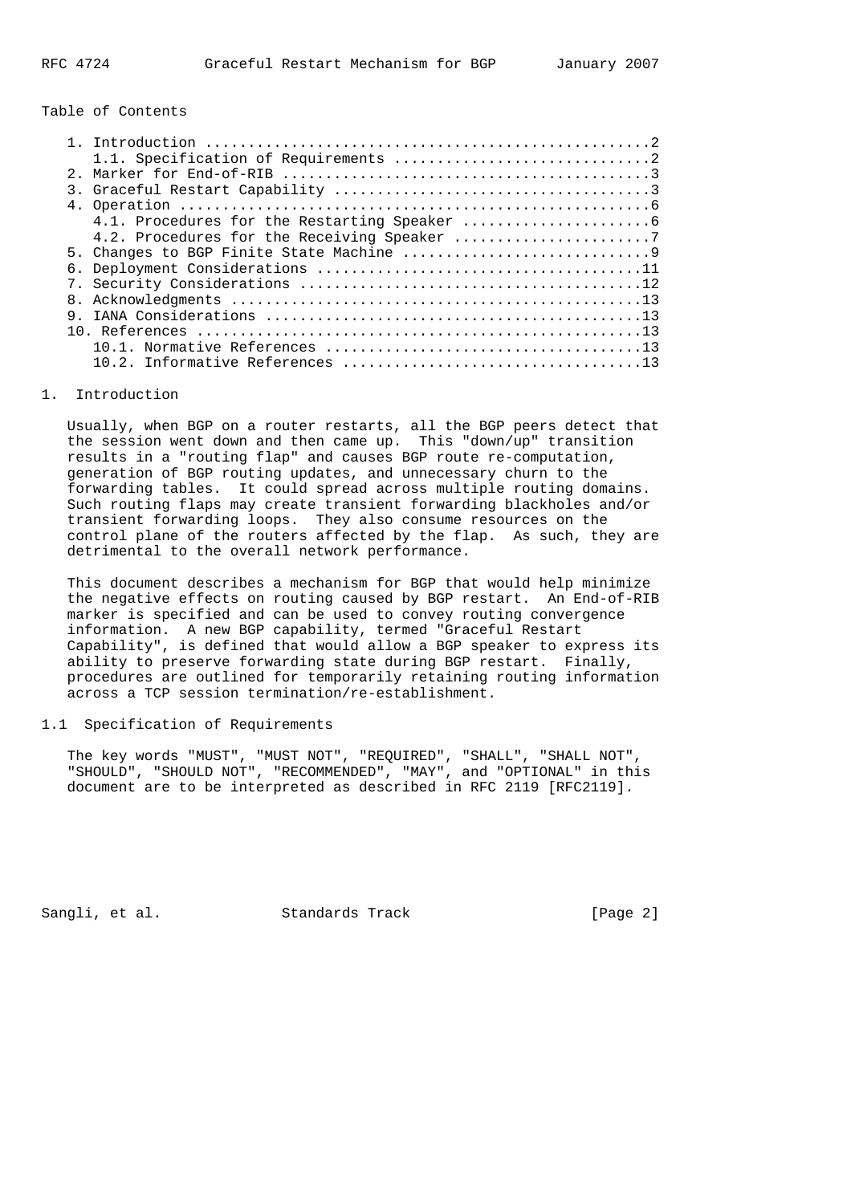Table of Contents

```
   1. Introduction ....................................................2
      1.1. Specification of Requirements ..............................2
   2. Marker for End-of-RIB ...........................................3
   3. Graceful Restart Capability .....................................3
   4. Operation .......................................................6
      4.1. Procedures for the Restarting Speaker ......................6
      4.2. Procedures for the Receiving Speaker .......................7
   5. Changes to BGP Finite State Machine .............................9
   6. Deployment Considerations ......................................11
   7. Security Considerations ........................................12
   8. Acknowledgments ................................................13
   9. IANA Considerations ............................................13
   10. References ....................................................13
      10.1. Normative References .....................................13
      10.2. Informative References ...................................13
```

# 1. Introduction

Usually, when BGP on a router restarts, all the BGP peers detect that the session went down and then came up. This "down/up" transition results in a "routing flap" and causes BGP route re-computation, generation of BGP routing updates, and unnecessary churn to the forwarding tables. It could spread across multiple routing domains. Such routing flaps may create transient forwarding blackholes and/or transient forwarding loops. They also consume resources on the control plane of the routers affected by the flap. As such, they are detrimental to the overall network performance.

This document describes a mechanism for BGP that would help minimize the negative effects on routing caused by BGP restart. An End-of-RIB marker is specified and can be used to convey routing convergence information. A new BGP capability, termed "Graceful Restart Capability", is defined that would allow a BGP speaker to express its ability to preserve forwarding state during BGP restart. Finally, procedures are outlined for temporarily retaining routing information across a TCP session termination/re-establishment.

## 1.1 Specification of Requirements

The key words "MUST", "MUST NOT", "REQUIRED", "SHALL", "SHALL NOT", "SHOULD", "SHOULD NOT", "RECOMMENDED", "MAY", and "OPTIONAL" in this document are to be interpreted as described in RFC 2119 [RFC2119].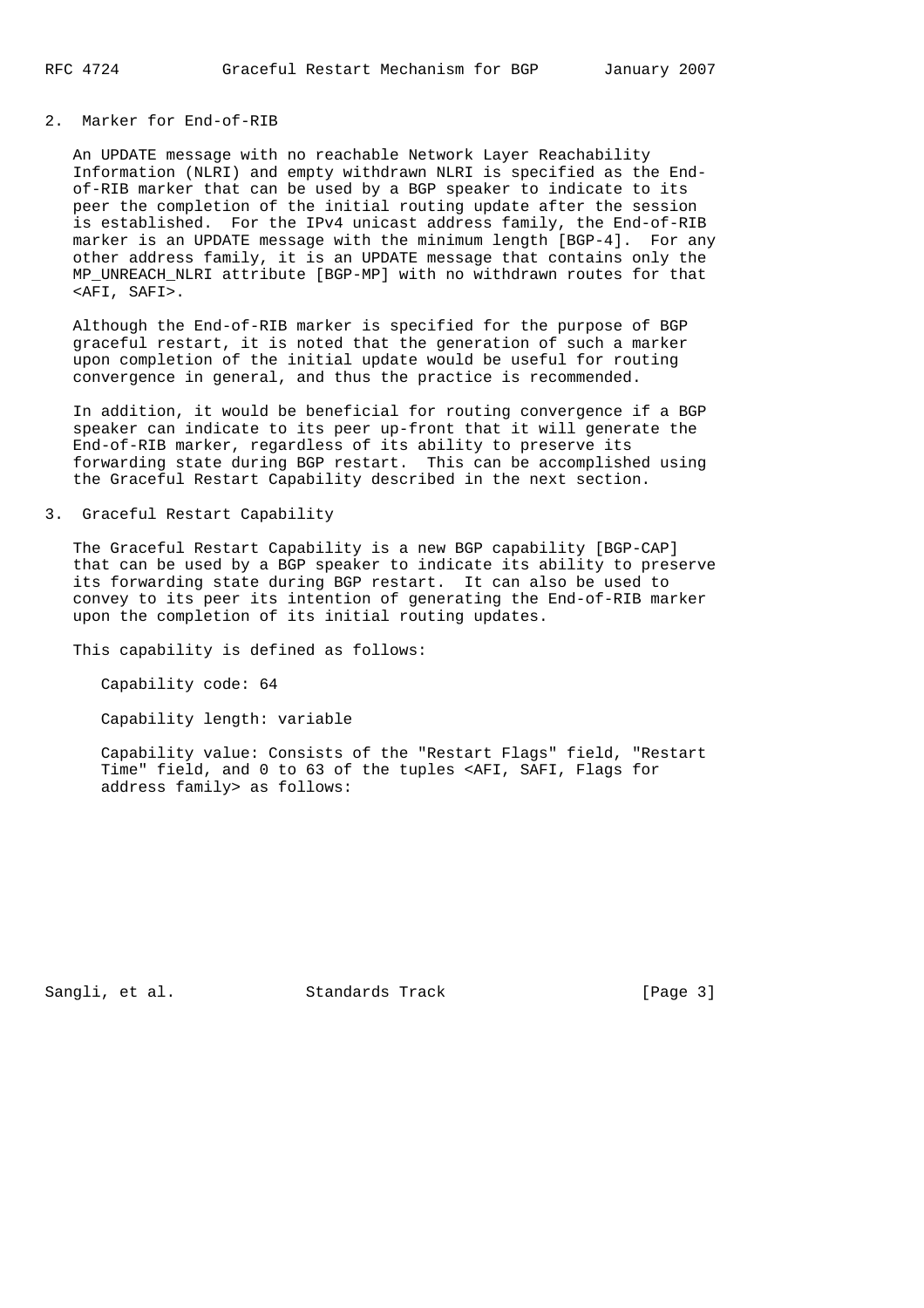## 2. Marker for End-of-RIB

An UPDATE message with no reachable Network Layer Reachability Information (NLRI) and empty withdrawn NLRI is specified as the End-of-RIB marker that can be used by a BGP speaker to indicate to its peer the completion of the initial routing update after the session is established. For the IPv4 unicast address family, the End-of-RIB marker is an UPDATE message with the minimum length [BGP-4]. For any other address family, it is an UPDATE message that contains only the MP_UNREACH_NLRI attribute [BGP-MP] with no withdrawn routes for that <AFI, SAFI>.

Although the End-of-RIB marker is specified for the purpose of BGP graceful restart, it is noted that the generation of such a marker upon completion of the initial update would be useful for routing convergence in general, and thus the practice is recommended.

In addition, it would be beneficial for routing convergence if a BGP speaker can indicate to its peer up-front that it will generate the End-of-RIB marker, regardless of its ability to preserve its forwarding state during BGP restart. This can be accomplished using the Graceful Restart Capability described in the next section.

## 3. Graceful Restart Capability

The Graceful Restart Capability is a new BGP capability [BGP-CAP] that can be used by a BGP speaker to indicate its ability to preserve its forwarding state during BGP restart. It can also be used to convey to its peer its intention of generating the End-of-RIB marker upon the completion of its initial routing updates.

This capability is defined as follows:

Capability code: 64

Capability length: variable

Capability value: Consists of the "Restart Flags" field, "Restart Time" field, and 0 to 63 of the tuples <AFI, SAFI, Flags for address family> as follows: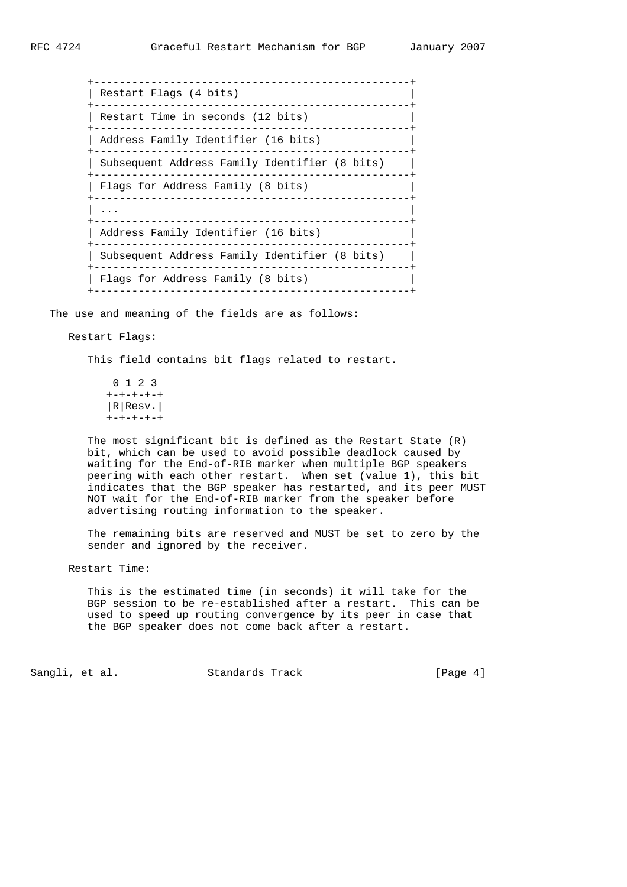```
+--------------------------------------------------+
| Restart Flags (4 bits)                           |
+--------------------------------------------------+
| Restart Time in seconds (12 bits)                |
+--------------------------------------------------+
| Address Family Identifier (16 bits)              |
+--------------------------------------------------+
| Subsequent Address Family Identifier (8 bits)    |
+--------------------------------------------------+
| Flags for Address Family (8 bits)                |
+--------------------------------------------------+
| ...                                              |
+--------------------------------------------------+
| Address Family Identifier (16 bits)              |
+--------------------------------------------------+
| Subsequent Address Family Identifier (8 bits)    |
+--------------------------------------------------+
| Flags for Address Family (8 bits)                |
+--------------------------------------------------+
```

The use and meaning of the fields are as follows:

Restart Flags:

This field contains bit flags related to restart.

```
 0 1 2 3
+-+-+-+-+
|R|Resv.|
+-+-+-+-+
```

The most significant bit is defined as the Restart State (R) bit, which can be used to avoid possible deadlock caused by waiting for the End-of-RIB marker when multiple BGP speakers peering with each other restart. When set (value 1), this bit indicates that the BGP speaker has restarted, and its peer MUST NOT wait for the End-of-RIB marker from the speaker before advertising routing information to the speaker.

The remaining bits are reserved and MUST be set to zero by the sender and ignored by the receiver.

Restart Time:

This is the estimated time (in seconds) it will take for the BGP session to be re-established after a restart. This can be used to speed up routing convergence by its peer in case that the BGP speaker does not come back after a restart.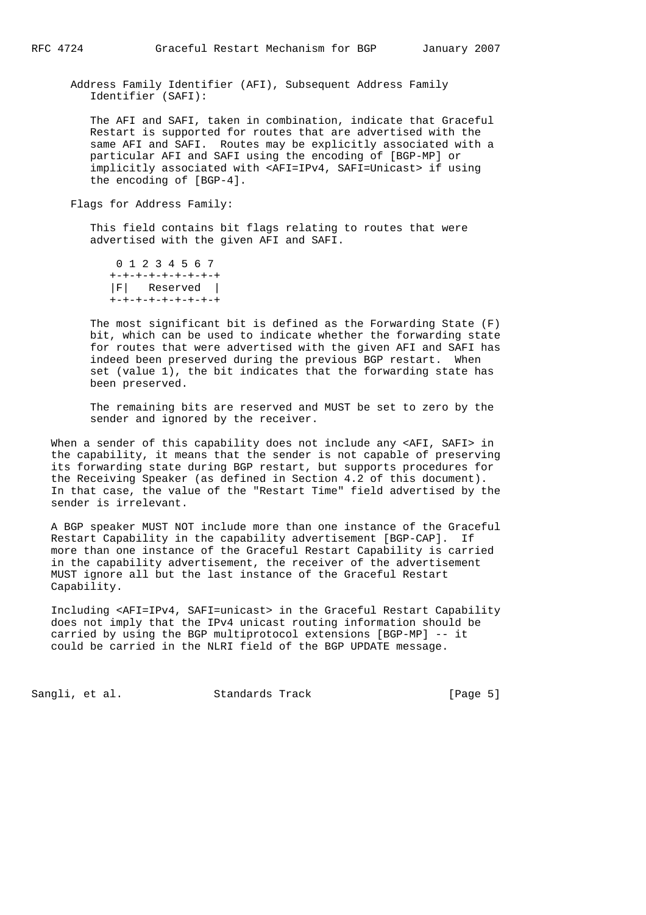Address Family Identifier (AFI), Subsequent Address Family Identifier (SAFI):

The AFI and SAFI, taken in combination, indicate that Graceful Restart is supported for routes that are advertised with the same AFI and SAFI. Routes may be explicitly associated with a particular AFI and SAFI using the encoding of [BGP-MP] or implicitly associated with <AFI=IPv4, SAFI=Unicast> if using the encoding of [BGP-4].

Flags for Address Family:

This field contains bit flags relating to routes that were advertised with the given AFI and SAFI.

```
 0 1 2 3 4 5 6 7
+-+-+-+-+-+-+-+-+
|F|   Reserved  |
+-+-+-+-+-+-+-+-+
```

The most significant bit is defined as the Forwarding State (F) bit, which can be used to indicate whether the forwarding state for routes that were advertised with the given AFI and SAFI has indeed been preserved during the previous BGP restart. When set (value 1), the bit indicates that the forwarding state has been preserved.

The remaining bits are reserved and MUST be set to zero by the sender and ignored by the receiver.

When a sender of this capability does not include any <AFI, SAFI> in the capability, it means that the sender is not capable of preserving its forwarding state during BGP restart, but supports procedures for the Receiving Speaker (as defined in Section 4.2 of this document). In that case, the value of the "Restart Time" field advertised by the sender is irrelevant.

A BGP speaker MUST NOT include more than one instance of the Graceful Restart Capability in the capability advertisement [BGP-CAP]. If more than one instance of the Graceful Restart Capability is carried in the capability advertisement, the receiver of the advertisement MUST ignore all but the last instance of the Graceful Restart Capability.

Including <AFI=IPv4, SAFI=unicast> in the Graceful Restart Capability does not imply that the IPv4 unicast routing information should be carried by using the BGP multiprotocol extensions [BGP-MP] -- it could be carried in the NLRI field of the BGP UPDATE message.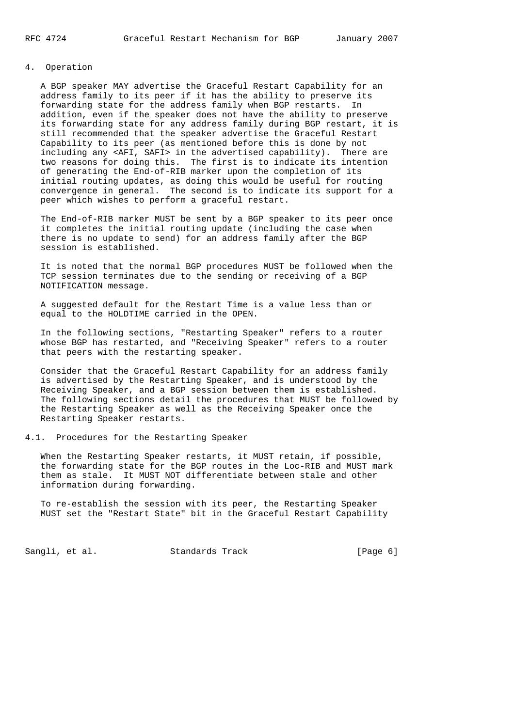## 4. Operation

A BGP speaker MAY advertise the Graceful Restart Capability for an address family to its peer if it has the ability to preserve its forwarding state for the address family when BGP restarts. In addition, even if the speaker does not have the ability to preserve its forwarding state for any address family during BGP restart, it is still recommended that the speaker advertise the Graceful Restart Capability to its peer (as mentioned before this is done by not including any <AFI, SAFI> in the advertised capability). There are two reasons for doing this. The first is to indicate its intention of generating the End-of-RIB marker upon the completion of its initial routing updates, as doing this would be useful for routing convergence in general. The second is to indicate its support for a peer which wishes to perform a graceful restart.

The End-of-RIB marker MUST be sent by a BGP speaker to its peer once it completes the initial routing update (including the case when there is no update to send) for an address family after the BGP session is established.

It is noted that the normal BGP procedures MUST be followed when the TCP session terminates due to the sending or receiving of a BGP NOTIFICATION message.

A suggested default for the Restart Time is a value less than or equal to the HOLDTIME carried in the OPEN.

In the following sections, "Restarting Speaker" refers to a router whose BGP has restarted, and "Receiving Speaker" refers to a router that peers with the restarting speaker.

Consider that the Graceful Restart Capability for an address family is advertised by the Restarting Speaker, and is understood by the Receiving Speaker, and a BGP session between them is established. The following sections detail the procedures that MUST be followed by the Restarting Speaker as well as the Receiving Speaker once the Restarting Speaker restarts.

### 4.1. Procedures for the Restarting Speaker

When the Restarting Speaker restarts, it MUST retain, if possible, the forwarding state for the BGP routes in the Loc-RIB and MUST mark them as stale. It MUST NOT differentiate between stale and other information during forwarding.

To re-establish the session with its peer, the Restarting Speaker MUST set the "Restart State" bit in the Graceful Restart Capability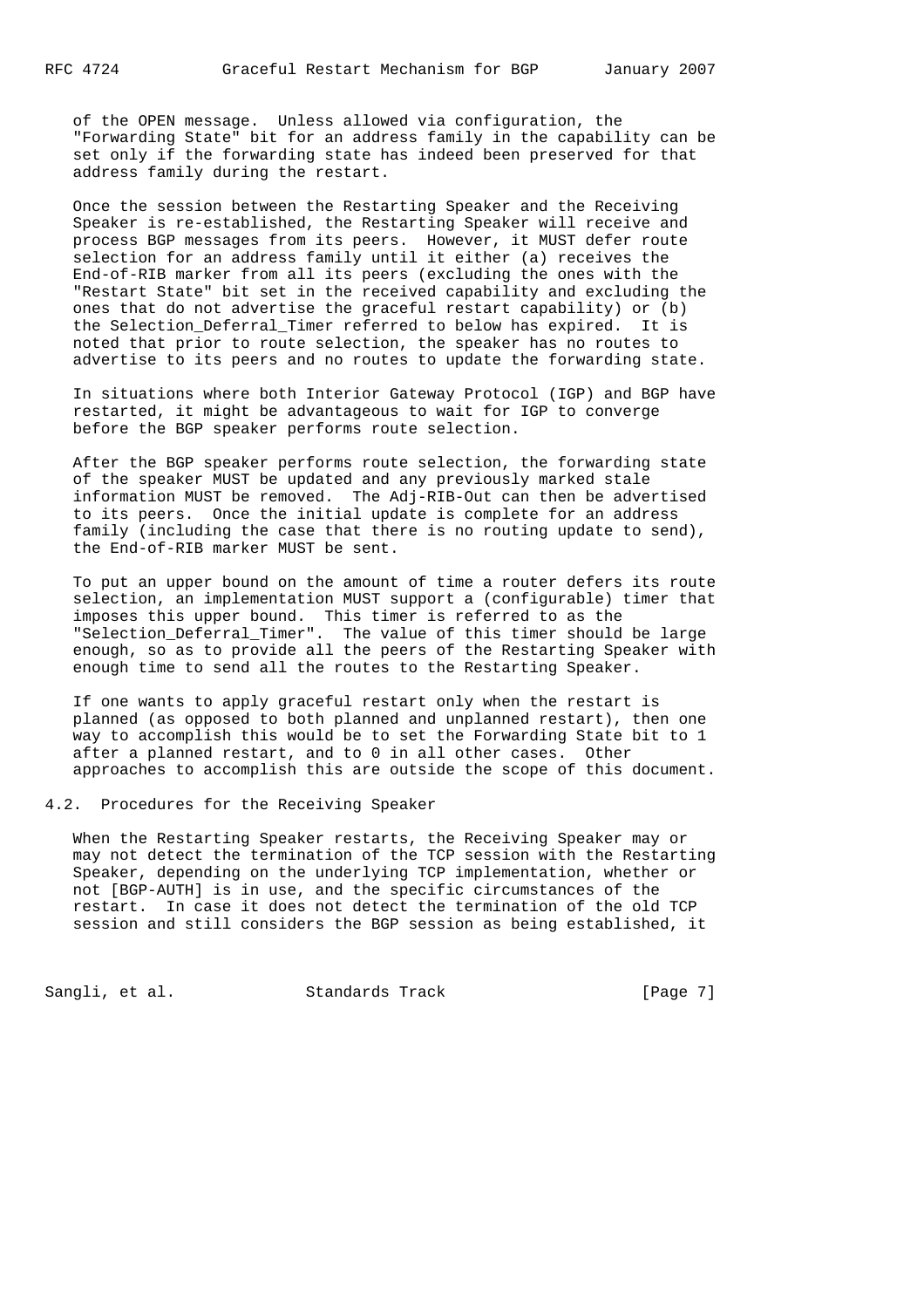of the OPEN message. Unless allowed via configuration, the "Forwarding State" bit for an address family in the capability can be set only if the forwarding state has indeed been preserved for that address family during the restart.

Once the session between the Restarting Speaker and the Receiving Speaker is re-established, the Restarting Speaker will receive and process BGP messages from its peers. However, it MUST defer route selection for an address family until it either (a) receives the End-of-RIB marker from all its peers (excluding the ones with the "Restart State" bit set in the received capability and excluding the ones that do not advertise the graceful restart capability) or (b) the Selection_Deferral_Timer referred to below has expired. It is noted that prior to route selection, the speaker has no routes to advertise to its peers and no routes to update the forwarding state.

In situations where both Interior Gateway Protocol (IGP) and BGP have restarted, it might be advantageous to wait for IGP to converge before the BGP speaker performs route selection.

After the BGP speaker performs route selection, the forwarding state of the speaker MUST be updated and any previously marked stale information MUST be removed. The Adj-RIB-Out can then be advertised to its peers. Once the initial update is complete for an address family (including the case that there is no routing update to send), the End-of-RIB marker MUST be sent.

To put an upper bound on the amount of time a router defers its route selection, an implementation MUST support a (configurable) timer that imposes this upper bound. This timer is referred to as the "Selection_Deferral_Timer". The value of this timer should be large enough, so as to provide all the peers of the Restarting Speaker with enough time to send all the routes to the Restarting Speaker.

If one wants to apply graceful restart only when the restart is planned (as opposed to both planned and unplanned restart), then one way to accomplish this would be to set the Forwarding State bit to 1 after a planned restart, and to 0 in all other cases. Other approaches to accomplish this are outside the scope of this document.

### 4.2. Procedures for the Receiving Speaker

When the Restarting Speaker restarts, the Receiving Speaker may or may not detect the termination of the TCP session with the Restarting Speaker, depending on the underlying TCP implementation, whether or not [BGP-AUTH] is in use, and the specific circumstances of the restart. In case it does not detect the termination of the old TCP session and still considers the BGP session as being established, it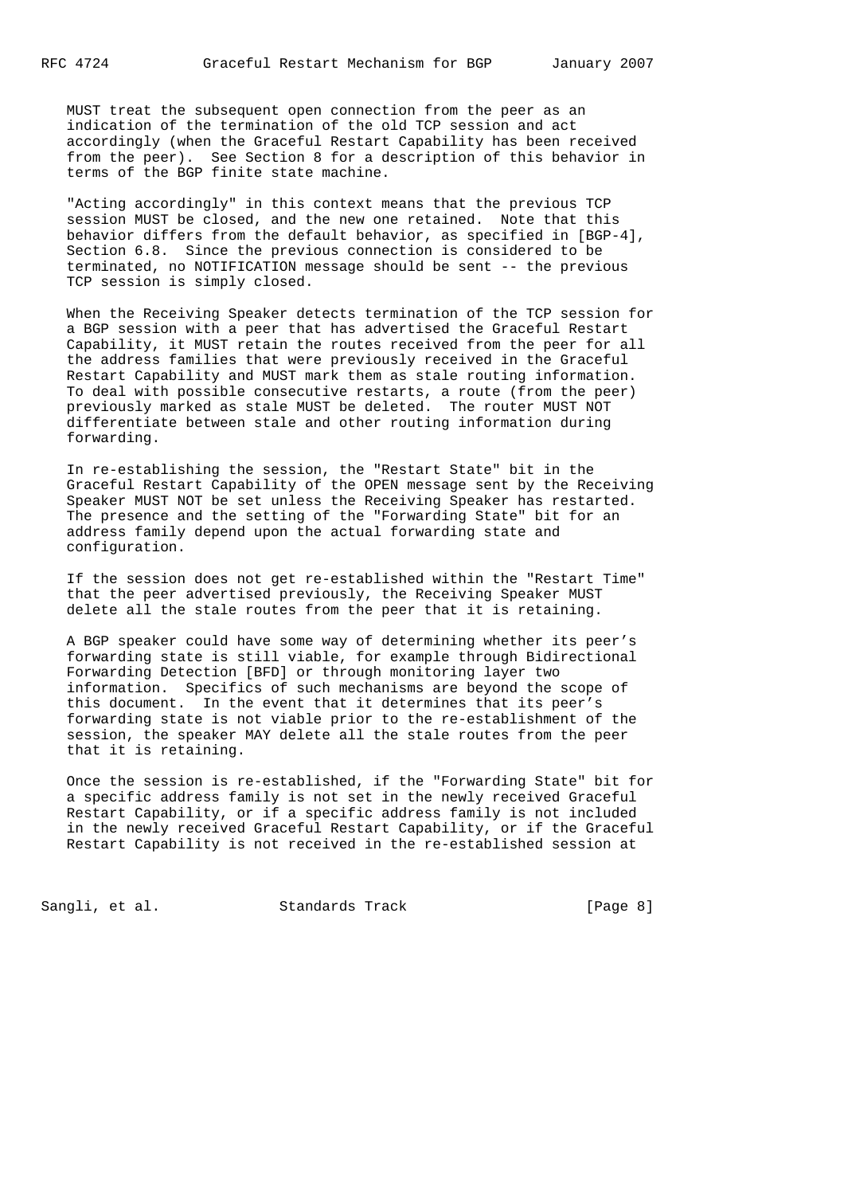MUST treat the subsequent open connection from the peer as an indication of the termination of the old TCP session and act accordingly (when the Graceful Restart Capability has been received from the peer). See Section 8 for a description of this behavior in terms of the BGP finite state machine.

"Acting accordingly" in this context means that the previous TCP session MUST be closed, and the new one retained. Note that this behavior differs from the default behavior, as specified in [BGP-4], Section 6.8. Since the previous connection is considered to be terminated, no NOTIFICATION message should be sent -- the previous TCP session is simply closed.

When the Receiving Speaker detects termination of the TCP session for a BGP session with a peer that has advertised the Graceful Restart Capability, it MUST retain the routes received from the peer for all the address families that were previously received in the Graceful Restart Capability and MUST mark them as stale routing information. To deal with possible consecutive restarts, a route (from the peer) previously marked as stale MUST be deleted. The router MUST NOT differentiate between stale and other routing information during forwarding.

In re-establishing the session, the "Restart State" bit in the Graceful Restart Capability of the OPEN message sent by the Receiving Speaker MUST NOT be set unless the Receiving Speaker has restarted. The presence and the setting of the "Forwarding State" bit for an address family depend upon the actual forwarding state and configuration.

If the session does not get re-established within the "Restart Time" that the peer advertised previously, the Receiving Speaker MUST delete all the stale routes from the peer that it is retaining.

A BGP speaker could have some way of determining whether its peer's forwarding state is still viable, for example through Bidirectional Forwarding Detection [BFD] or through monitoring layer two information. Specifics of such mechanisms are beyond the scope of this document. In the event that it determines that its peer's forwarding state is not viable prior to the re-establishment of the session, the speaker MAY delete all the stale routes from the peer that it is retaining.

Once the session is re-established, if the "Forwarding State" bit for a specific address family is not set in the newly received Graceful Restart Capability, or if a specific address family is not included in the newly received Graceful Restart Capability, or if the Graceful Restart Capability is not received in the re-established session at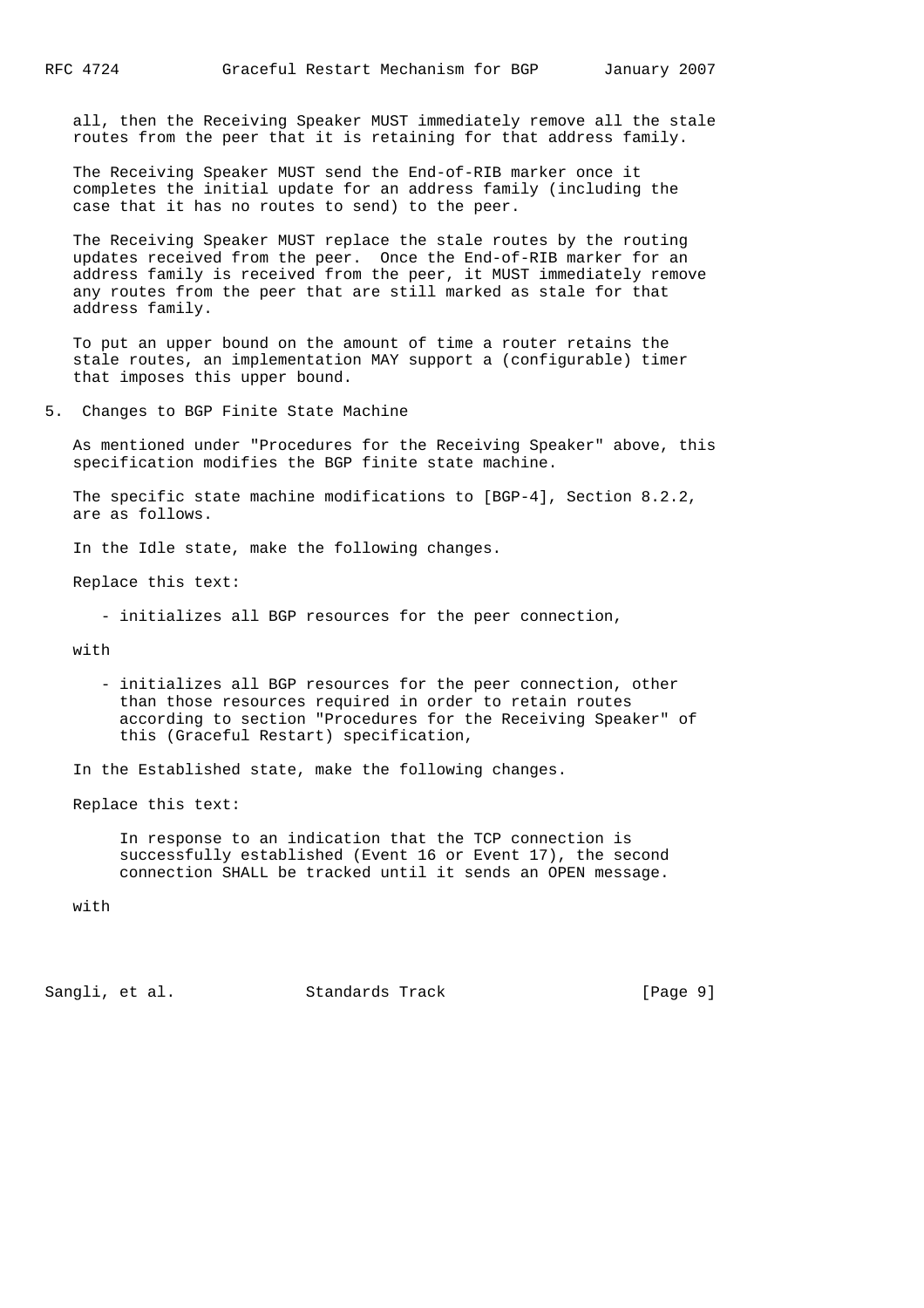all, then the Receiving Speaker MUST immediately remove all the stale routes from the peer that it is retaining for that address family.

The Receiving Speaker MUST send the End-of-RIB marker once it completes the initial update for an address family (including the case that it has no routes to send) to the peer.

The Receiving Speaker MUST replace the stale routes by the routing updates received from the peer. Once the End-of-RIB marker for an address family is received from the peer, it MUST immediately remove any routes from the peer that are still marked as stale for that address family.

To put an upper bound on the amount of time a router retains the stale routes, an implementation MAY support a (configurable) timer that imposes this upper bound.

## 5. Changes to BGP Finite State Machine

As mentioned under "Procedures for the Receiving Speaker" above, this specification modifies the BGP finite state machine.

The specific state machine modifications to [BGP-4], Section 8.2.2, are as follows.

In the Idle state, make the following changes.

Replace this text:

- initializes all BGP resources for the peer connection,

with

- initializes all BGP resources for the peer connection, other than those resources required in order to retain routes according to section "Procedures for the Receiving Speaker" of this (Graceful Restart) specification,

In the Established state, make the following changes.

Replace this text:

> In response to an indication that the TCP connection is successfully established (Event 16 or Event 17), the second connection SHALL be tracked until it sends an OPEN message.

with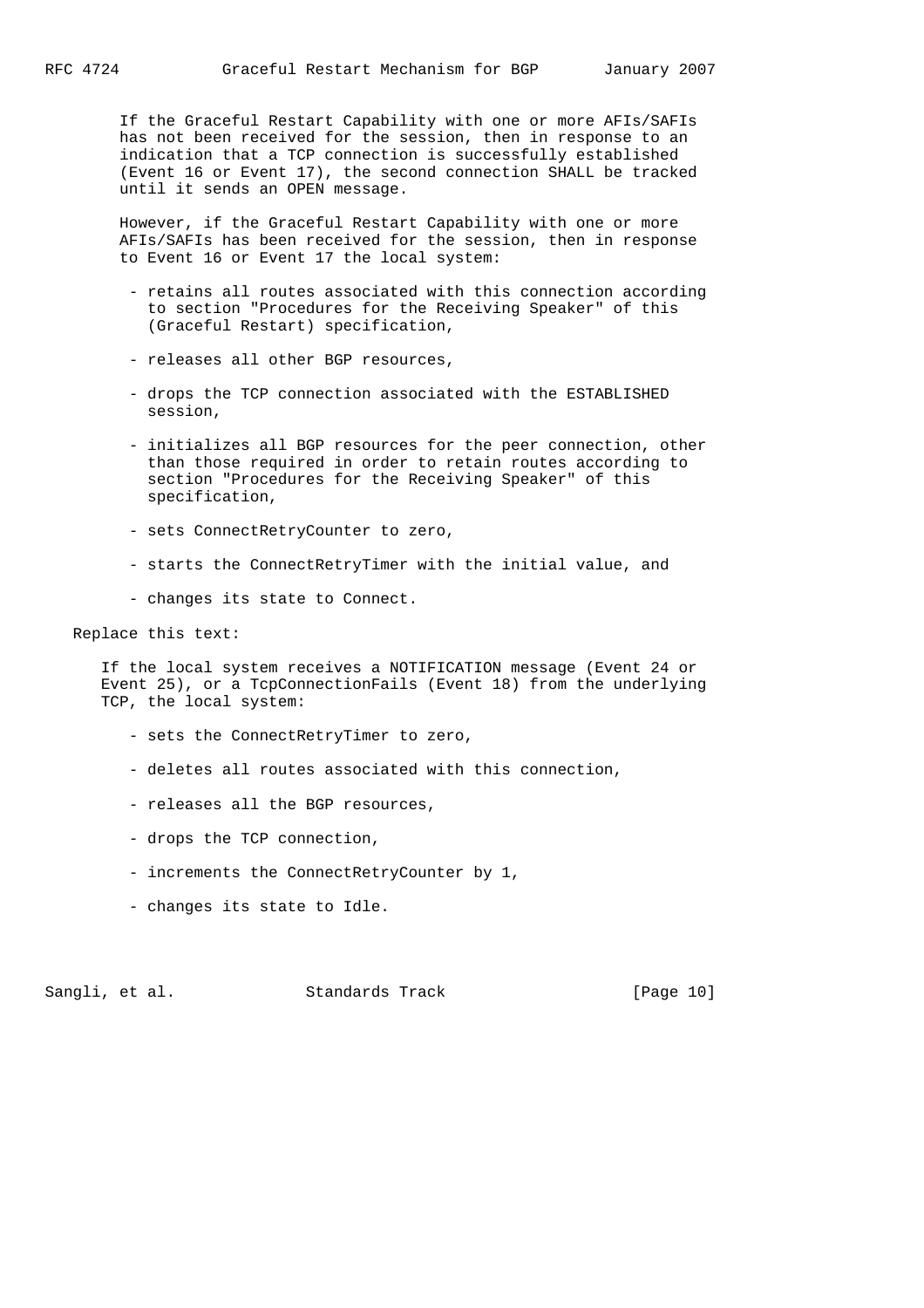If the Graceful Restart Capability with one or more AFIs/SAFIs has not been received for the session, then in response to an indication that a TCP connection is successfully established (Event 16 or Event 17), the second connection SHALL be tracked until it sends an OPEN message.

However, if the Graceful Restart Capability with one or more AFIs/SAFIs has been received for the session, then in response to Event 16 or Event 17 the local system:

- retains all routes associated with this connection according to section "Procedures for the Receiving Speaker" of this (Graceful Restart) specification,
- releases all other BGP resources,
- drops the TCP connection associated with the ESTABLISHED session,
- initializes all BGP resources for the peer connection, other than those required in order to retain routes according to section "Procedures for the Receiving Speaker" of this specification,
- sets ConnectRetryCounter to zero,
- starts the ConnectRetryTimer with the initial value, and
- changes its state to Connect.

Replace this text:

If the local system receives a NOTIFICATION message (Event 24 or Event 25), or a TcpConnectionFails (Event 18) from the underlying TCP, the local system:

- sets the ConnectRetryTimer to zero,
- deletes all routes associated with this connection,
- releases all the BGP resources,
- drops the TCP connection,
- increments the ConnectRetryCounter by 1,
- changes its state to Idle.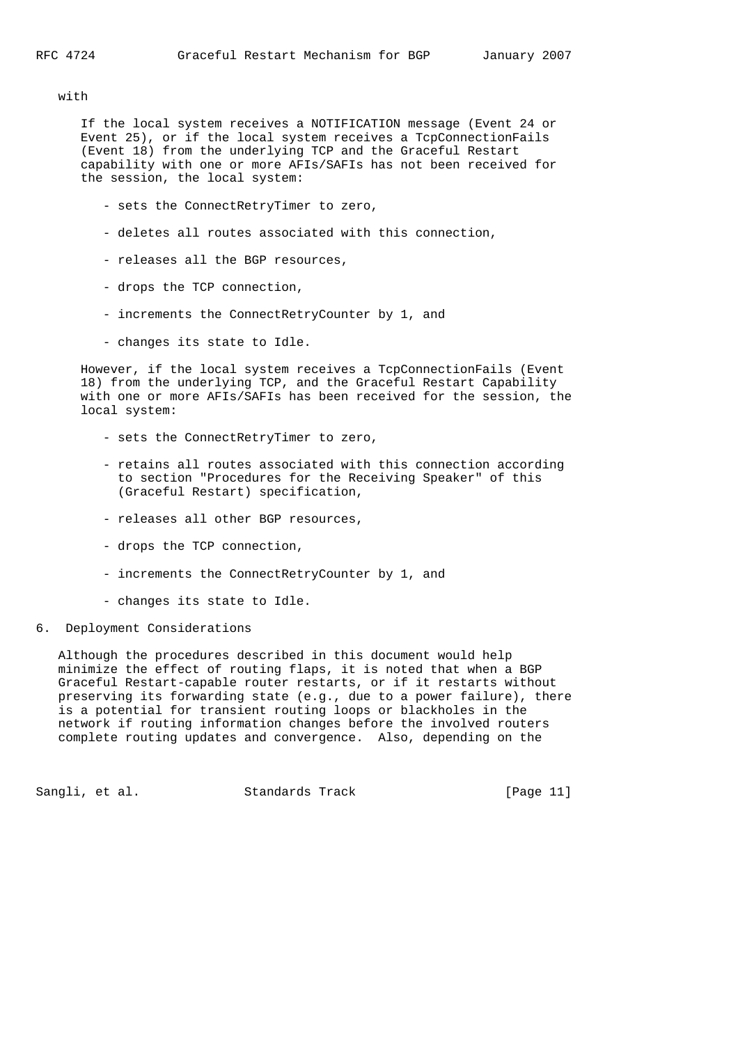with

If the local system receives a NOTIFICATION message (Event 24 or Event 25), or if the local system receives a TcpConnectionFails (Event 18) from the underlying TCP and the Graceful Restart capability with one or more AFIs/SAFIs has not been received for the session, the local system:

- sets the ConnectRetryTimer to zero,
- deletes all routes associated with this connection,
- releases all the BGP resources,
- drops the TCP connection,
- increments the ConnectRetryCounter by 1, and
- changes its state to Idle.

However, if the local system receives a TcpConnectionFails (Event 18) from the underlying TCP, and the Graceful Restart Capability with one or more AFIs/SAFIs has been received for the session, the local system:

- sets the ConnectRetryTimer to zero,
- retains all routes associated with this connection according to section "Procedures for the Receiving Speaker" of this (Graceful Restart) specification,
- releases all other BGP resources,
- drops the TCP connection,
- increments the ConnectRetryCounter by 1, and
- changes its state to Idle.

## 6. Deployment Considerations

Although the procedures described in this document would help minimize the effect of routing flaps, it is noted that when a BGP Graceful Restart-capable router restarts, or if it restarts without preserving its forwarding state (e.g., due to a power failure), there is a potential for transient routing loops or blackholes in the network if routing information changes before the involved routers complete routing updates and convergence. Also, depending on the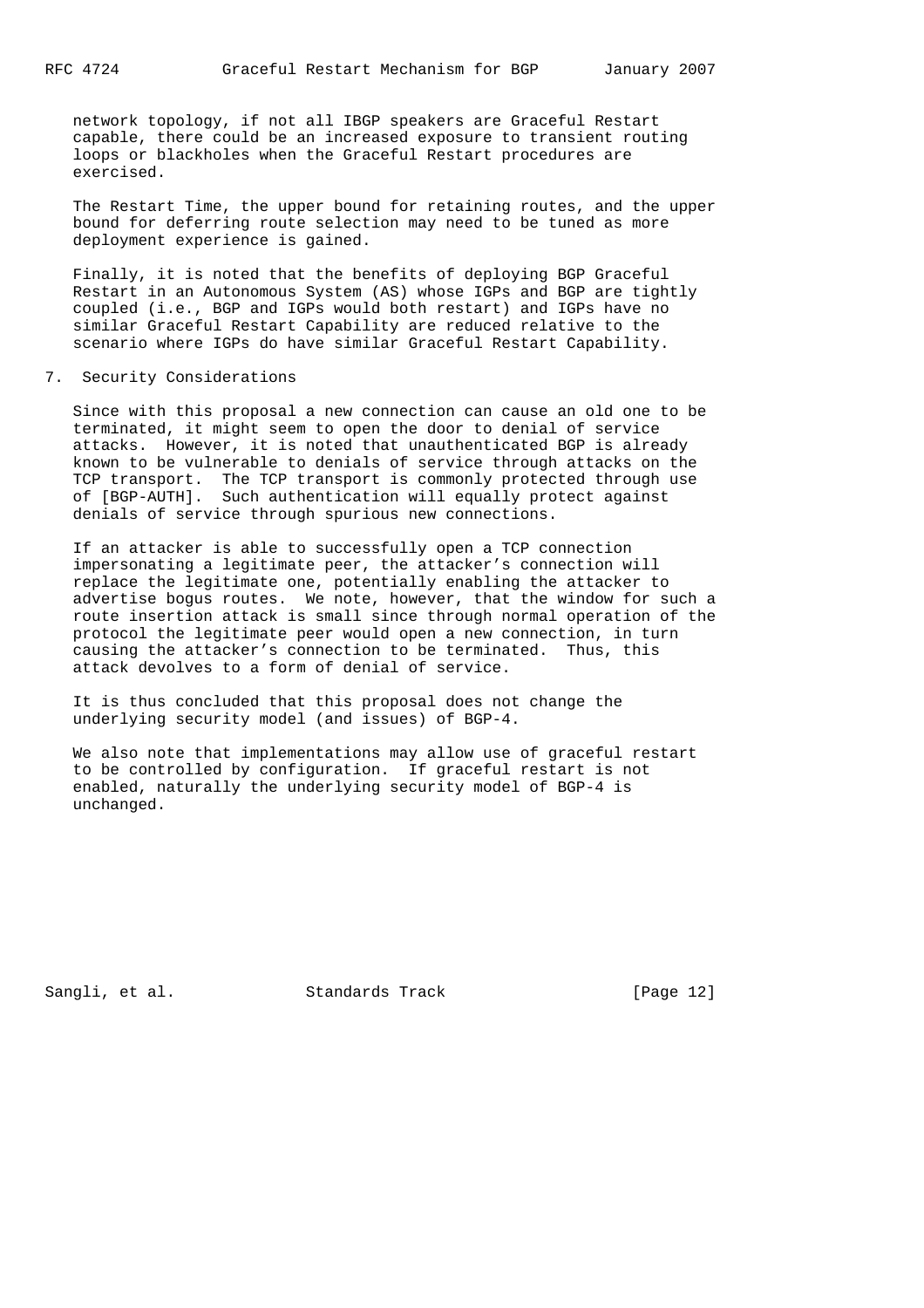network topology, if not all IBGP speakers are Graceful Restart capable, there could be an increased exposure to transient routing loops or blackholes when the Graceful Restart procedures are exercised.

The Restart Time, the upper bound for retaining routes, and the upper bound for deferring route selection may need to be tuned as more deployment experience is gained.

Finally, it is noted that the benefits of deploying BGP Graceful Restart in an Autonomous System (AS) whose IGPs and BGP are tightly coupled (i.e., BGP and IGPs would both restart) and IGPs have no similar Graceful Restart Capability are reduced relative to the scenario where IGPs do have similar Graceful Restart Capability.

## 7. Security Considerations

Since with this proposal a new connection can cause an old one to be terminated, it might seem to open the door to denial of service attacks. However, it is noted that unauthenticated BGP is already known to be vulnerable to denials of service through attacks on the TCP transport. The TCP transport is commonly protected through use of [BGP-AUTH]. Such authentication will equally protect against denials of service through spurious new connections.

If an attacker is able to successfully open a TCP connection impersonating a legitimate peer, the attacker's connection will replace the legitimate one, potentially enabling the attacker to advertise bogus routes. We note, however, that the window for such a route insertion attack is small since through normal operation of the protocol the legitimate peer would open a new connection, in turn causing the attacker's connection to be terminated. Thus, this attack devolves to a form of denial of service.

It is thus concluded that this proposal does not change the underlying security model (and issues) of BGP-4.

We also note that implementations may allow use of graceful restart to be controlled by configuration. If graceful restart is not enabled, naturally the underlying security model of BGP-4 is unchanged.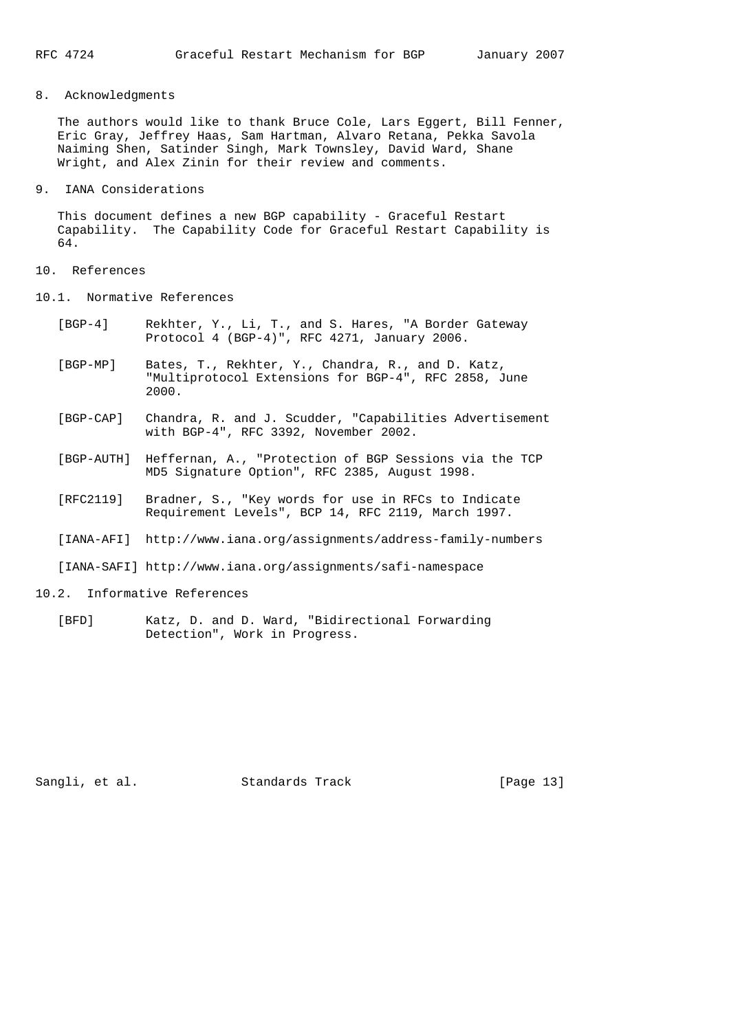## 8. Acknowledgments

The authors would like to thank Bruce Cole, Lars Eggert, Bill Fenner, Eric Gray, Jeffrey Haas, Sam Hartman, Alvaro Retana, Pekka Savola Naiming Shen, Satinder Singh, Mark Townsley, David Ward, Shane Wright, and Alex Zinin for their review and comments.

## 9. IANA Considerations

This document defines a new BGP capability - Graceful Restart Capability. The Capability Code for Graceful Restart Capability is 64.

## 10. References

### 10.1. Normative References

[BGP-4] Rekhter, Y., Li, T., and S. Hares, "A Border Gateway Protocol 4 (BGP-4)", RFC 4271, January 2006.

[BGP-MP] Bates, T., Rekhter, Y., Chandra, R., and D. Katz, "Multiprotocol Extensions for BGP-4", RFC 2858, June 2000.

[BGP-CAP] Chandra, R. and J. Scudder, "Capabilities Advertisement with BGP-4", RFC 3392, November 2002.

[BGP-AUTH] Heffernan, A., "Protection of BGP Sessions via the TCP MD5 Signature Option", RFC 2385, August 1998.

[RFC2119] Bradner, S., "Key words for use in RFCs to Indicate Requirement Levels", BCP 14, RFC 2119, March 1997.

[IANA-AFI] http://www.iana.org/assignments/address-family-numbers

[IANA-SAFI] http://www.iana.org/assignments/safi-namespace

### 10.2. Informative References

[BFD] Katz, D. and D. Ward, "Bidirectional Forwarding Detection", Work in Progress.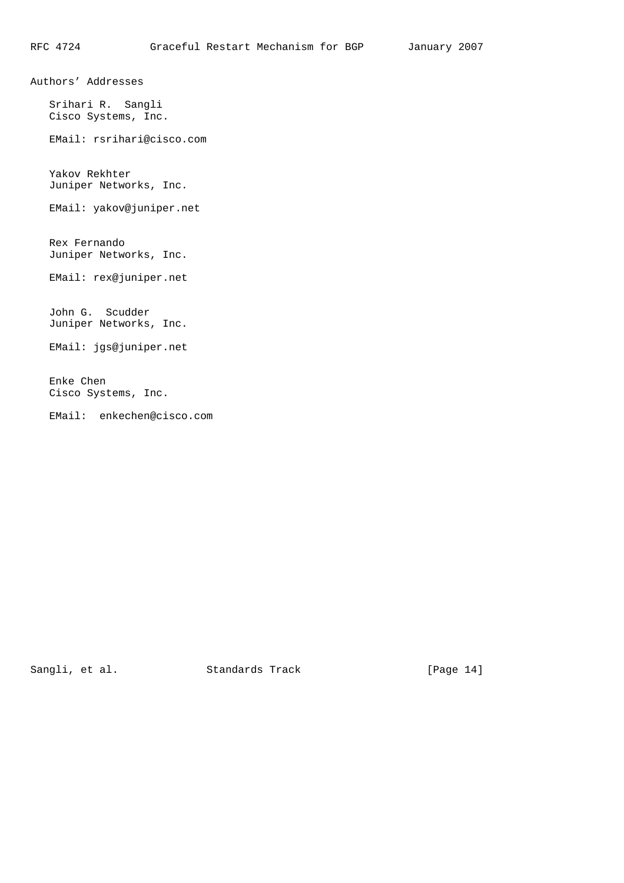## Authors' Addresses

Srihari R. Sangli
Cisco Systems, Inc.

EMail: rsrihari@cisco.com

Yakov Rekhter
Juniper Networks, Inc.

EMail: yakov@juniper.net

Rex Fernando
Juniper Networks, Inc.

EMail: rex@juniper.net

John G. Scudder
Juniper Networks, Inc.

EMail: jgs@juniper.net

Enke Chen
Cisco Systems, Inc.

EMail: enkechen@cisco.com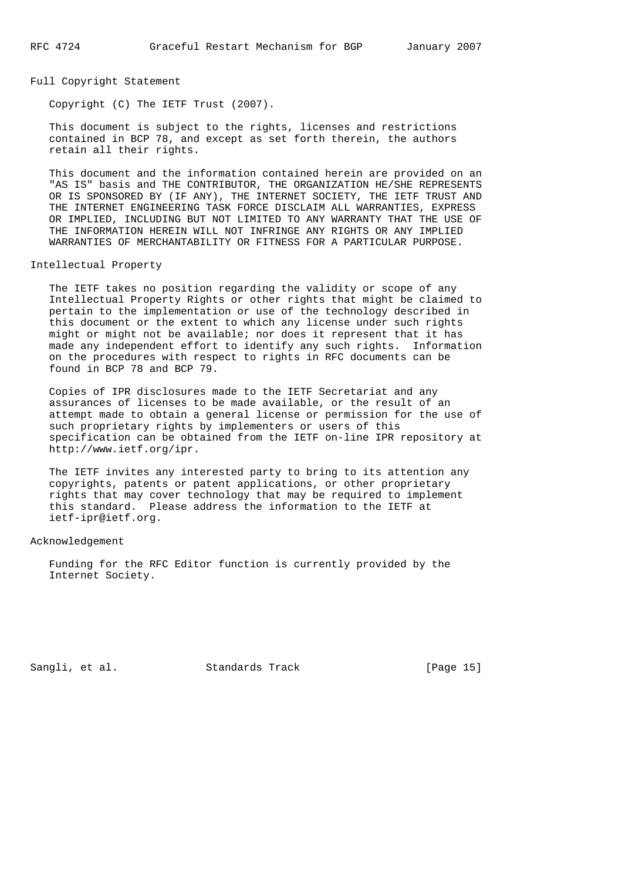## Full Copyright Statement

Copyright (C) The IETF Trust (2007).

This document is subject to the rights, licenses and restrictions contained in BCP 78, and except as set forth therein, the authors retain all their rights.

This document and the information contained herein are provided on an "AS IS" basis and THE CONTRIBUTOR, THE ORGANIZATION HE/SHE REPRESENTS OR IS SPONSORED BY (IF ANY), THE INTERNET SOCIETY, THE IETF TRUST AND THE INTERNET ENGINEERING TASK FORCE DISCLAIM ALL WARRANTIES, EXPRESS OR IMPLIED, INCLUDING BUT NOT LIMITED TO ANY WARRANTY THAT THE USE OF THE INFORMATION HEREIN WILL NOT INFRINGE ANY RIGHTS OR ANY IMPLIED WARRANTIES OF MERCHANTABILITY OR FITNESS FOR A PARTICULAR PURPOSE.

## Intellectual Property

The IETF takes no position regarding the validity or scope of any Intellectual Property Rights or other rights that might be claimed to pertain to the implementation or use of the technology described in this document or the extent to which any license under such rights might or might not be available; nor does it represent that it has made any independent effort to identify any such rights. Information on the procedures with respect to rights in RFC documents can be found in BCP 78 and BCP 79.

Copies of IPR disclosures made to the IETF Secretariat and any assurances of licenses to be made available, or the result of an attempt made to obtain a general license or permission for the use of such proprietary rights by implementers or users of this specification can be obtained from the IETF on-line IPR repository at http://www.ietf.org/ipr.

The IETF invites any interested party to bring to its attention any copyrights, patents or patent applications, or other proprietary rights that may cover technology that may be required to implement this standard. Please address the information to the IETF at ietf-ipr@ietf.org.

## Acknowledgement

Funding for the RFC Editor function is currently provided by the Internet Society.